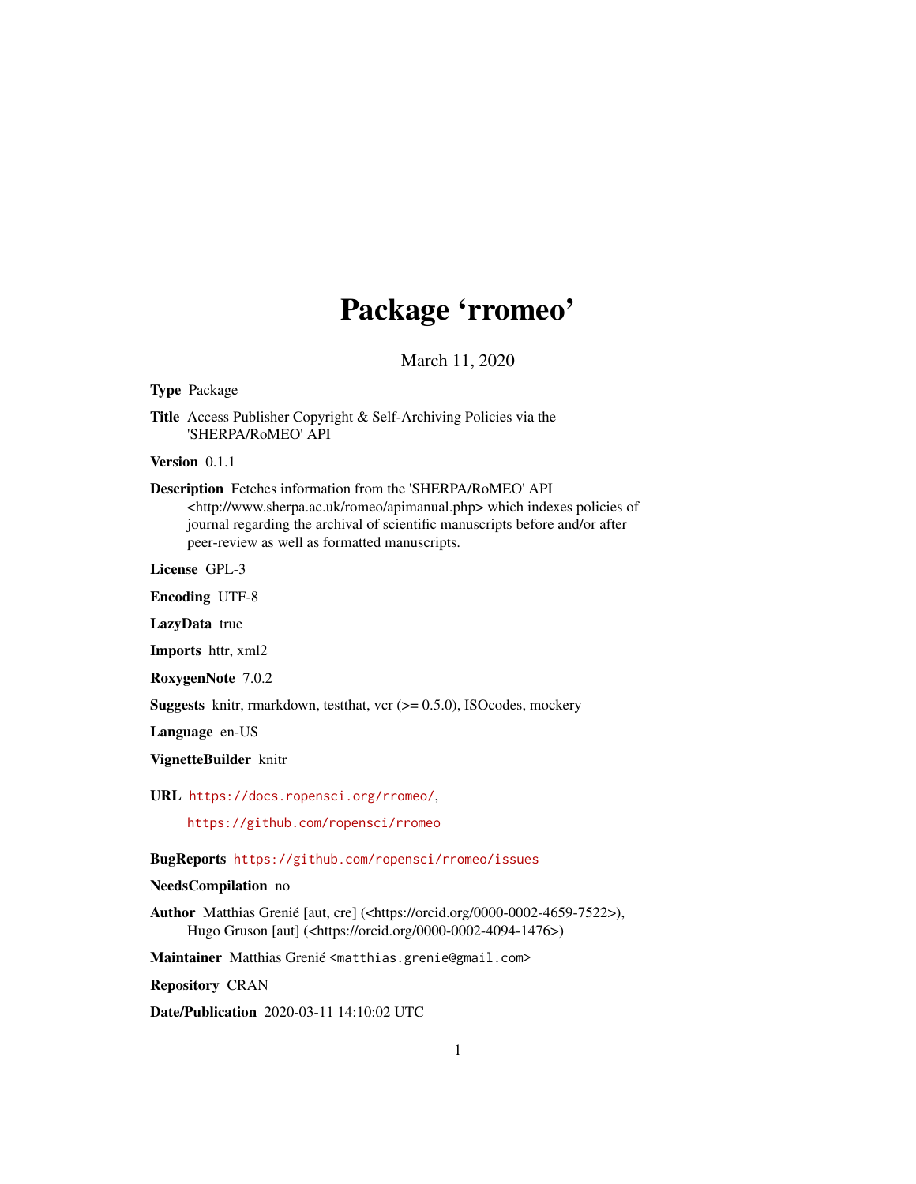# Package 'rromeo'

March 11, 2020

**Type** Package

**Title** Access Publisher Copyright & Self-Archiving Policies via the 'SHERPA/RoMEO' API

**Version** 0.1.1

**Description** Fetches information from the 'SHERPA/RoMEO' API <http://www.sherpa.ac.uk/romeo/apimanual.php> which indexes policies of journal regarding the archival of scientific manuscripts before and/or after peer-review as well as formatted manuscripts.

**License** GPL-3

**Encoding** UTF-8

**LazyData** true

**Imports** httr, xml2

**RoxygenNote** 7.0.2

**Suggests** knitr, rmarkdown, testthat, vcr (>= 0.5.0), ISOcodes, mockery

**Language** en-US

**VignetteBuilder** knitr

**URL** https://docs.ropensci.org/rromeo/,

https://github.com/ropensci/rromeo

**BugReports** https://github.com/ropensci/rromeo/issues

**NeedsCompilation** no

**Author** Matthias Grenié [aut, cre] (<https://orcid.org/0000-0002-4659-7522>), Hugo Gruson [aut] (<https://orcid.org/0000-0002-4094-1476>)

**Maintainer** Matthias Grenié <matthias.grenie@gmail.com>

**Repository** CRAN

**Date/Publication** 2020-03-11 14:10:02 UTC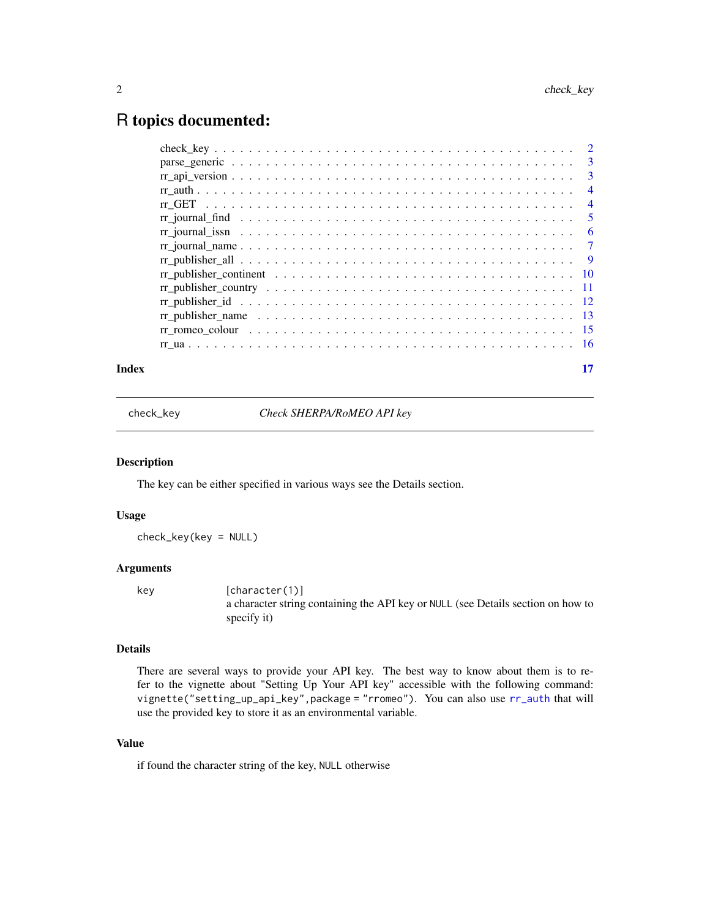# R topics documented:

| | |
|---|---|
| check_key | 2 |
| parse_generic | 3 |
| rr_api_version | 3 |
| rr_auth | 4 |
| rr_GET | 4 |
| rr_journal_find | 5 |
| rr_journal_issn | 6 |
| rr_journal_name | 7 |
| rr_publisher_all | 9 |
| rr_publisher_continent | 10 |
| rr_publisher_country | 11 |
| rr_publisher_id | 12 |
| rr_publisher_name | 13 |
| rr_romeo_colour | 15 |
| rr_ua | 16 |

**Index** **17**

---

`check_key` *Check SHERPA/RoMEO API key*

---

### Description

The key can be either specified in various ways see the Details section.

### Usage

```
check_key(key = NULL)
```

### Arguments

`key` `[character(1)]`
a character string containing the API key or `NULL` (see Details section on how to specify it)

### Details

There are several ways to provide your API key. The best way to know about them is to refer to the vignette about "Setting Up Your API key" accessible with the following command: `vignette("setting_up_api_key",package = "rromeo")`. You can also use `rr_auth` that will use the provided key to store it as an environmental variable.

### Value

if found the character string of the key, `NULL` otherwise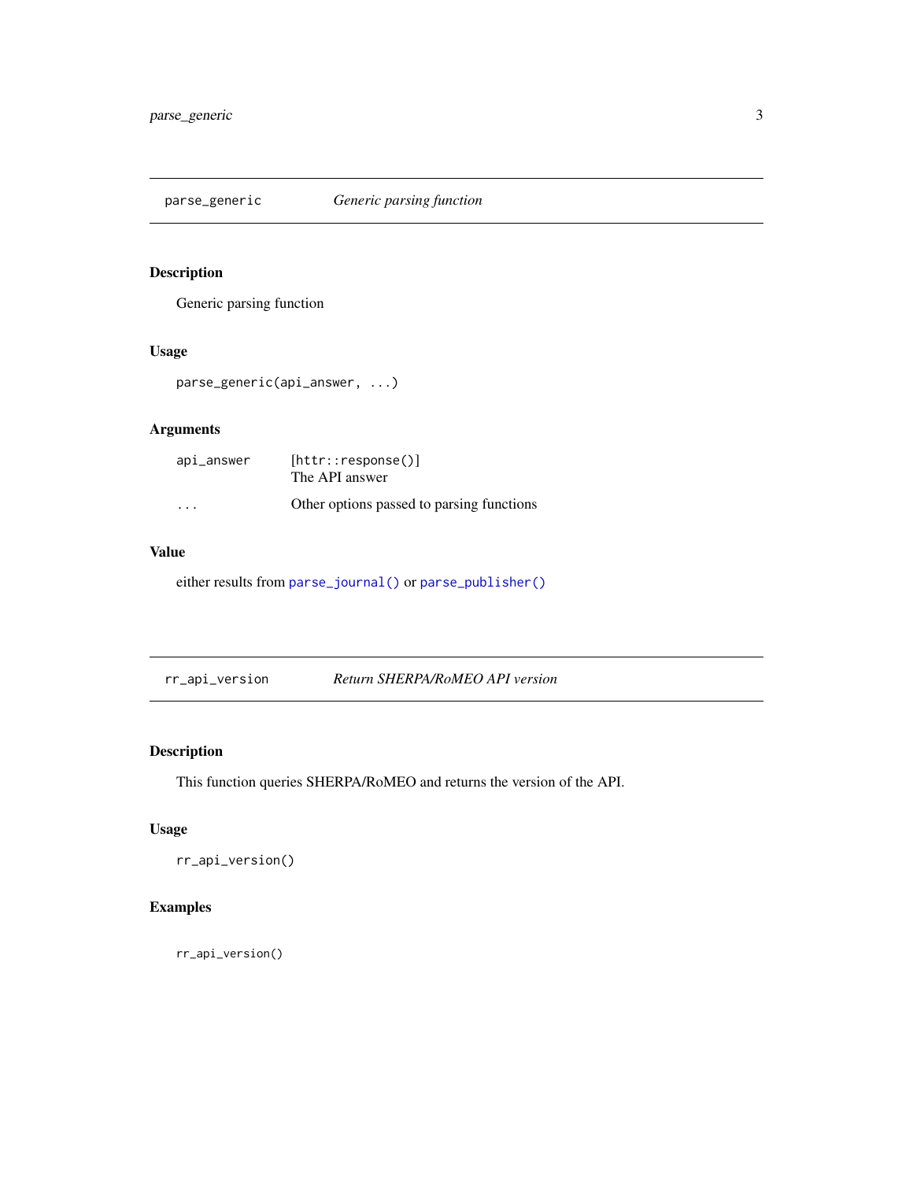## parse_generic *Generic parsing function*

### Description

Generic parsing function

### Usage

```
parse_generic(api_answer, ...)
```

### Arguments

| | |
|---|---|
| api_answer | [httr::response()] The API answer |
| ... | Other options passed to parsing functions |

### Value

either results from parse_journal() or parse_publisher()

## rr_api_version *Return SHERPA/RoMEO API version*

### Description

This function queries SHERPA/RoMEO and returns the version of the API.

### Usage

```
rr_api_version()
```

### Examples

```
rr_api_version()
```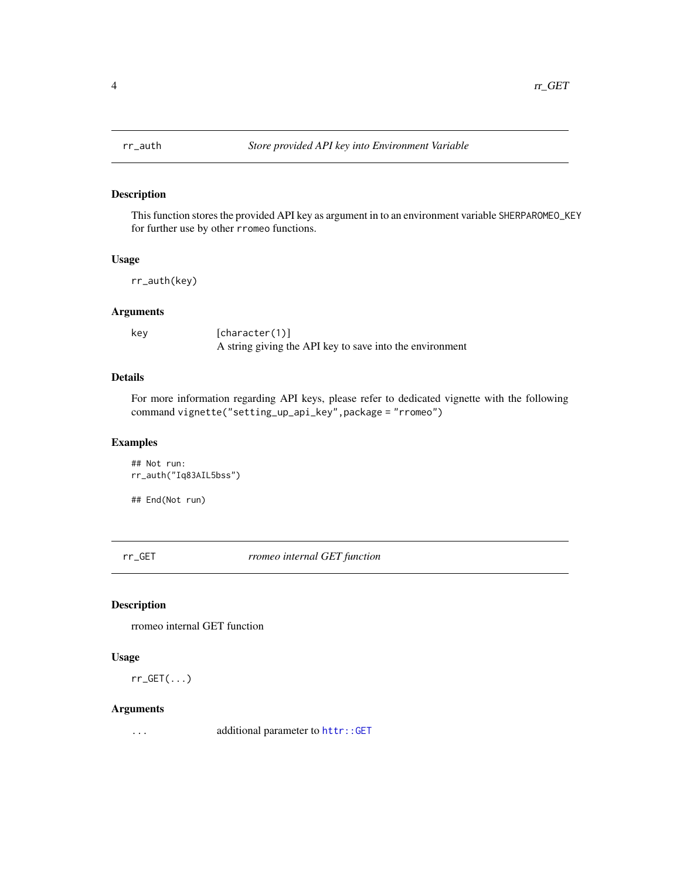## rr_auth — *Store provided API key into Environment Variable*

### Description

This function stores the provided API key as argument in to an environment variable `SHERPAROMEO_KEY` for further use by other `rromeo` functions.

### Usage

```
rr_auth(key)
```

### Arguments

| | |
|---|---|
| `key` | `[character(1)]`<br>A string giving the API key to save into the environment |

### Details

For more information regarding API keys, please refer to dedicated vignette with the following command `vignette("setting_up_api_key",package = "rromeo")`

### Examples

```
## Not run:
rr_auth("Iq83AIL5bss")

## End(Not run)
```

## rr_GET — *rromeo internal GET function*

### Description

rromeo internal GET function

### Usage

```
rr_GET(...)
```

### Arguments

| | |
|---|---|
| `...` | additional parameter to `httr::GET` |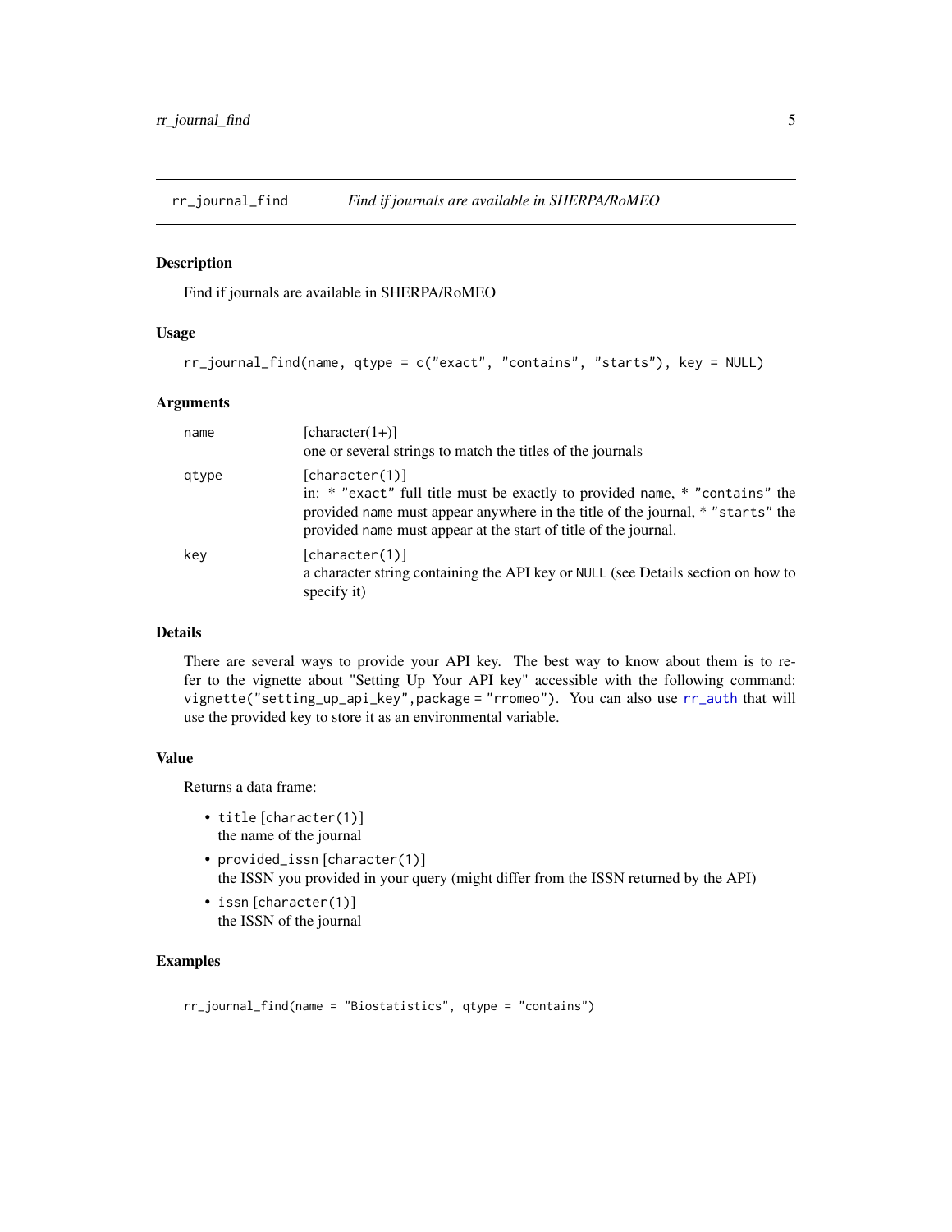# rr_journal_find — *Find if journals are available in SHERPA/RoMEO*

## Description

Find if journals are available in SHERPA/RoMEO

## Usage

```
rr_journal_find(name, qtype = c("exact", "contains", "starts"), key = NULL)
```

## Arguments

| | |
|---|---|
| name | [character(1+)] one or several strings to match the titles of the journals |
| qtype | [character(1)] in: * "exact" full title must be exactly to provided name, * "contains" the provided name must appear anywhere in the title of the journal, * "starts" the provided name must appear at the start of title of the journal. |
| key | [character(1)] a character string containing the API key or NULL (see Details section on how to specify it) |

## Details

There are several ways to provide your API key. The best way to know about them is to refer to the vignette about "Setting Up Your API key" accessible with the following command: `vignette("setting_up_api_key",package = "rromeo")`. You can also use `rr_auth` that will use the provided key to store it as an environmental variable.

## Value

Returns a data frame:

- `title` [character(1)] the name of the journal
- `provided_issn` [character(1)] the ISSN you provided in your query (might differ from the ISSN returned by the API)
- `issn` [character(1)] the ISSN of the journal

## Examples

```
rr_journal_find(name = "Biostatistics", qtype = "contains")
```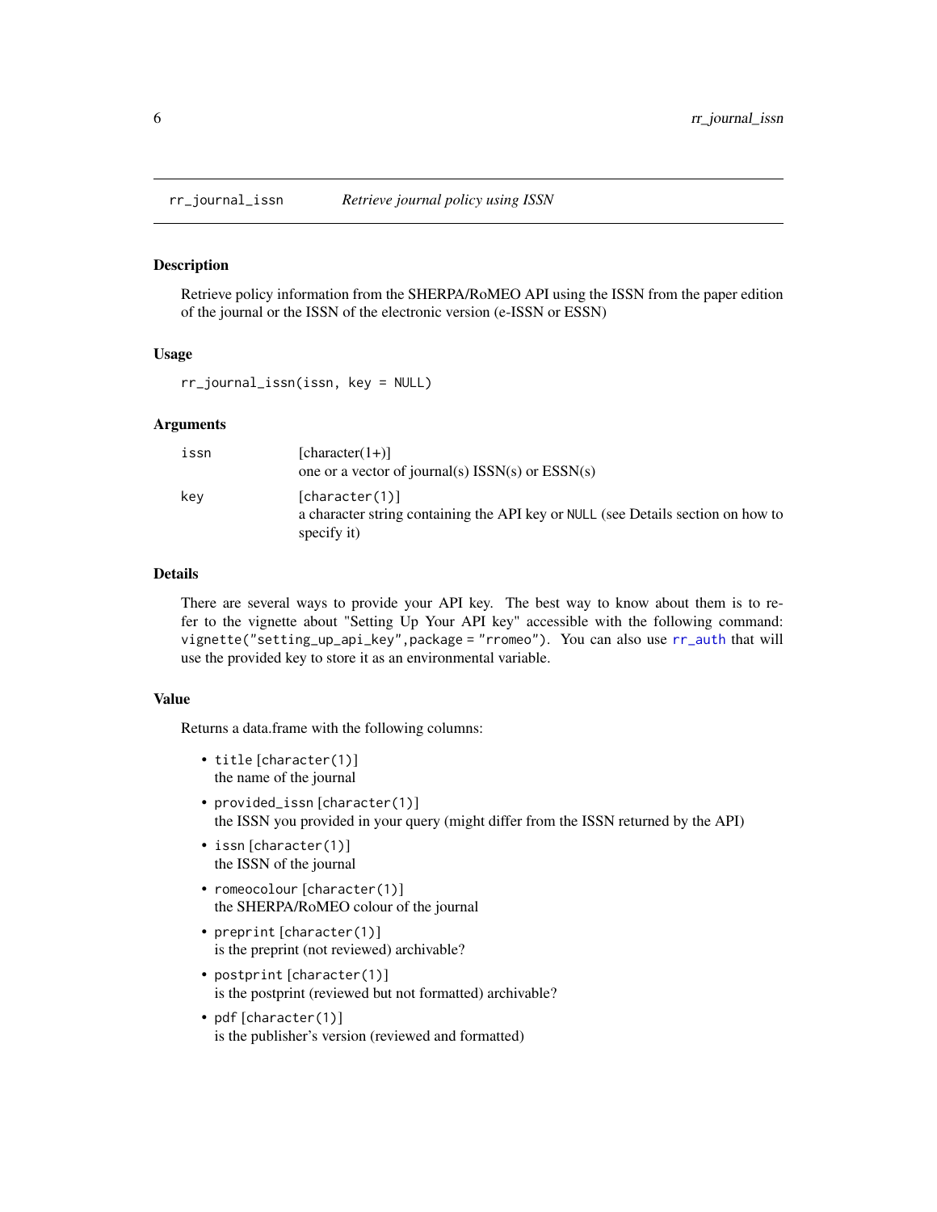`rr_journal_issn` *Retrieve journal policy using ISSN*

### Description

Retrieve policy information from the SHERPA/RoMEO API using the ISSN from the paper edition of the journal or the ISSN of the electronic version (e-ISSN or ESSN)

### Usage

```
rr_journal_issn(issn, key = NULL)
```

### Arguments

| | |
|---|---|
| `issn` | [character(1+)] one or a vector of journal(s) ISSN(s) or ESSN(s) |
| `key` | `[character(1)]` a character string containing the API key or `NULL` (see Details section on how to specify it) |

### Details

There are several ways to provide your API key. The best way to know about them is to refer to the vignette about "Setting Up Your API key" accessible with the following command: `vignette("setting_up_api_key",package = "rromeo")`. You can also use `rr_auth` that will use the provided key to store it as an environmental variable.

### Value

Returns a data.frame with the following columns:

- `title` `[character(1)]` the name of the journal
- `provided_issn` `[character(1)]` the ISSN you provided in your query (might differ from the ISSN returned by the API)
- `issn` `[character(1)]` the ISSN of the journal
- `romeocolour` `[character(1)]` the SHERPA/RoMEO colour of the journal
- `preprint` `[character(1)]` is the preprint (not reviewed) archivable?
- `postprint` `[character(1)]` is the postprint (reviewed but not formatted) archivable?
- `pdf` `[character(1)]` is the publisher's version (reviewed and formatted)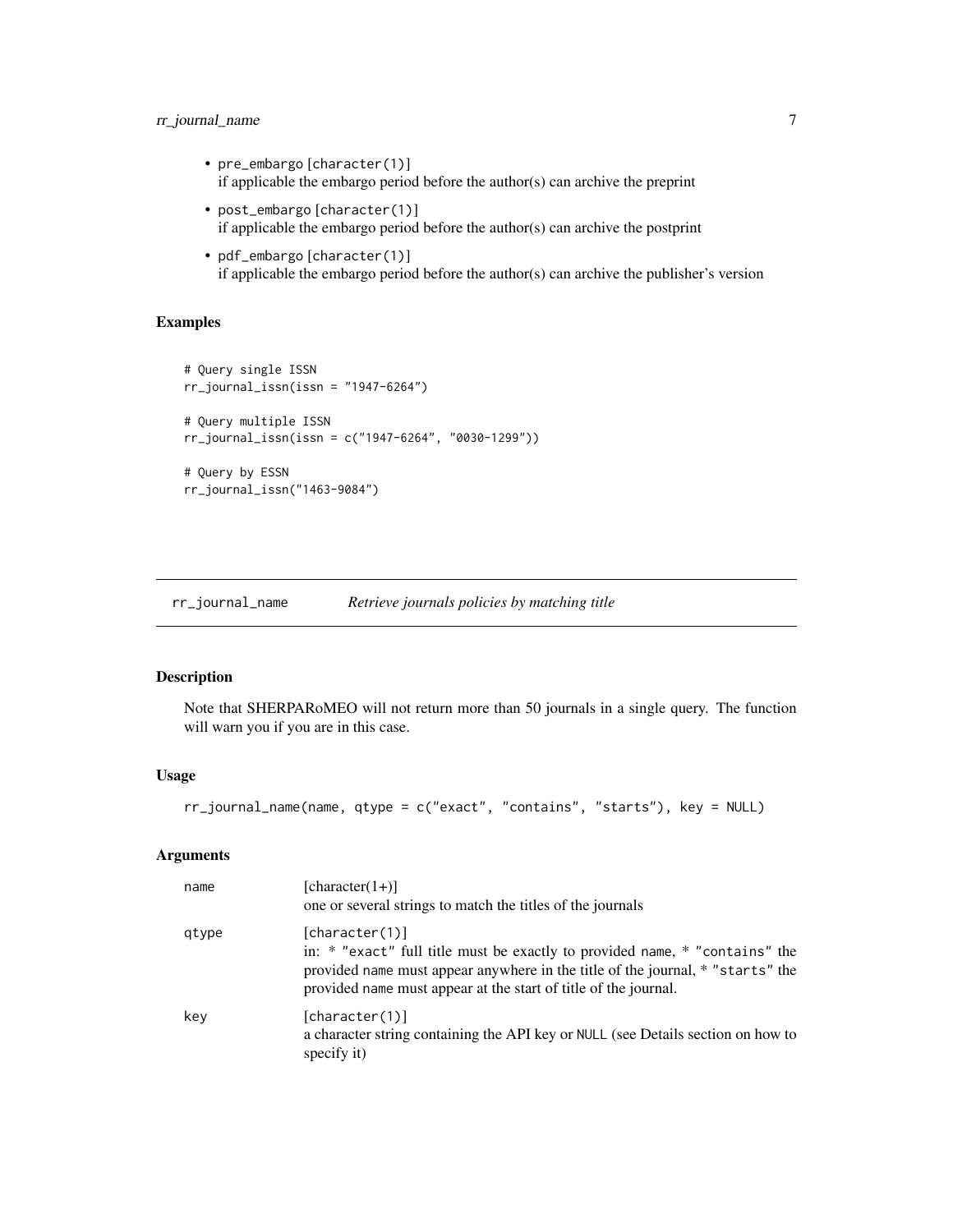- `pre_embargo` [character(1)]
  if applicable the embargo period before the author(s) can archive the preprint
- `post_embargo` [character(1)]
  if applicable the embargo period before the author(s) can archive the postprint
- `pdf_embargo` [character(1)]
  if applicable the embargo period before the author(s) can archive the publisher's version

### Examples

```
# Query single ISSN
rr_journal_issn(issn = "1947-6264")

# Query multiple ISSN
rr_journal_issn(issn = c("1947-6264", "0030-1299"))

# Query by ESSN
rr_journal_issn("1463-9084")
```

---

## `rr_journal_name` *Retrieve journals policies by matching title*

---

### Description

Note that SHERPARoMEO will not return more than 50 journals in a single query. The function will warn you if you are in this case.

### Usage

```
rr_journal_name(name, qtype = c("exact", "contains", "starts"), key = NULL)
```

### Arguments

| | |
|---|---|
| `name` | [character(1+)] one or several strings to match the titles of the journals |
| `qtype` | [character(1)] in: * "exact" full title must be exactly to provided `name`, * "contains" the provided `name` must appear anywhere in the title of the journal, * "starts" the provided `name` must appear at the start of title of the journal. |
| `key` | [character(1)] a character string containing the API key or `NULL` (see Details section on how to specify it) |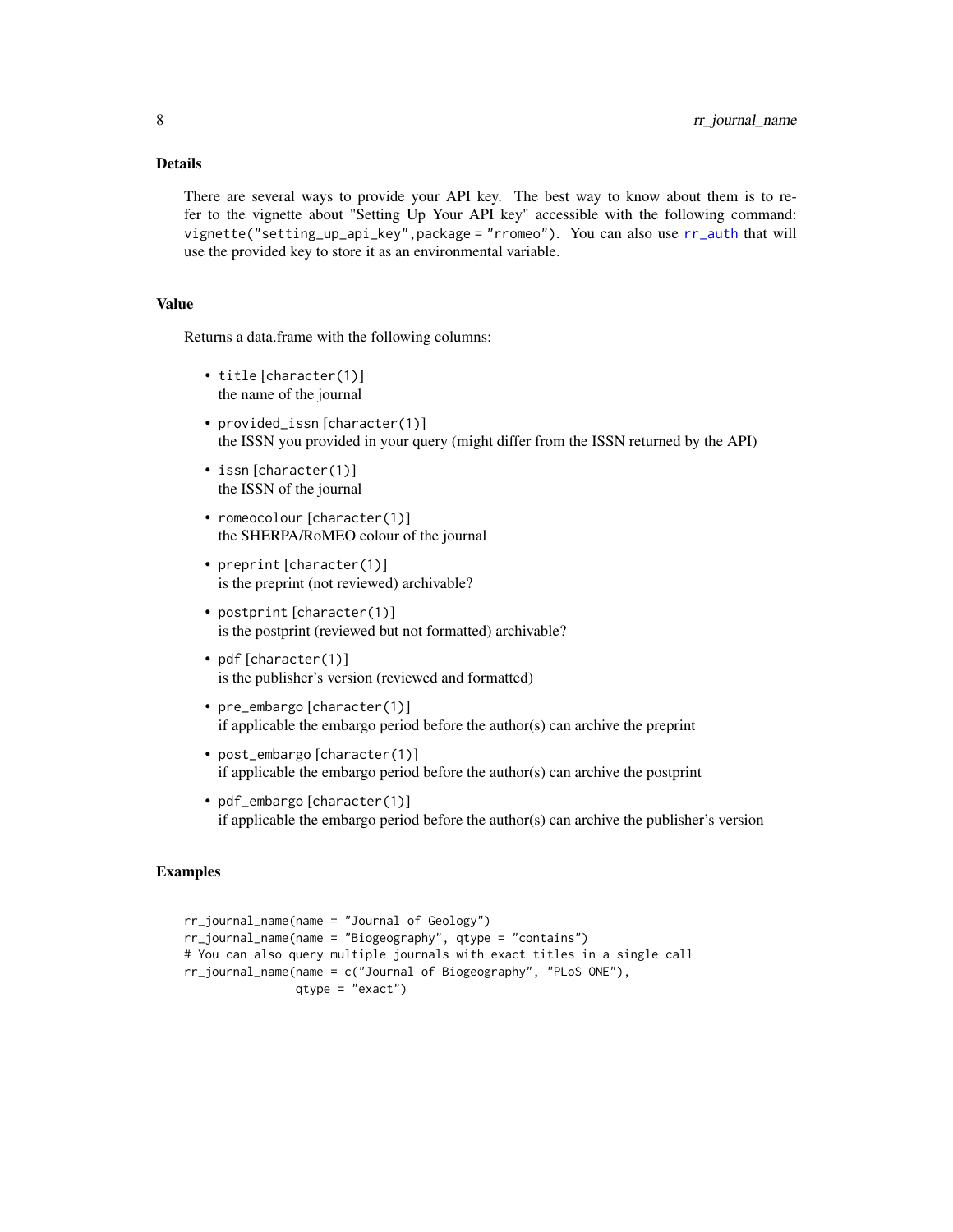### Details

There are several ways to provide your API key. The best way to know about them is to refer to the vignette about "Setting Up Your API key" accessible with the following command: `vignette("setting_up_api_key",package = "rromeo")`. You can also use `rr_auth` that will use the provided key to store it as an environmental variable.

### Value

Returns a data.frame with the following columns:

- `title` [`character(1)`]
  the name of the journal
- `provided_issn` [`character(1)`]
  the ISSN you provided in your query (might differ from the ISSN returned by the API)
- `issn` [`character(1)`]
  the ISSN of the journal
- `romeocolour` [`character(1)`]
  the SHERPA/RoMEO colour of the journal
- `preprint` [`character(1)`]
  is the preprint (not reviewed) archivable?
- `postprint` [`character(1)`]
  is the postprint (reviewed but not formatted) archivable?
- `pdf` [`character(1)`]
  is the publisher's version (reviewed and formatted)
- `pre_embargo` [`character(1)`]
  if applicable the embargo period before the author(s) can archive the preprint
- `post_embargo` [`character(1)`]
  if applicable the embargo period before the author(s) can archive the postprint
- `pdf_embargo` [`character(1)`]
  if applicable the embargo period before the author(s) can archive the publisher's version

### Examples

```
rr_journal_name(name = "Journal of Geology")
rr_journal_name(name = "Biogeography", qtype = "contains")
# You can also query multiple journals with exact titles in a single call
rr_journal_name(name = c("Journal of Biogeography", "PLoS ONE"),
                qtype = "exact")
```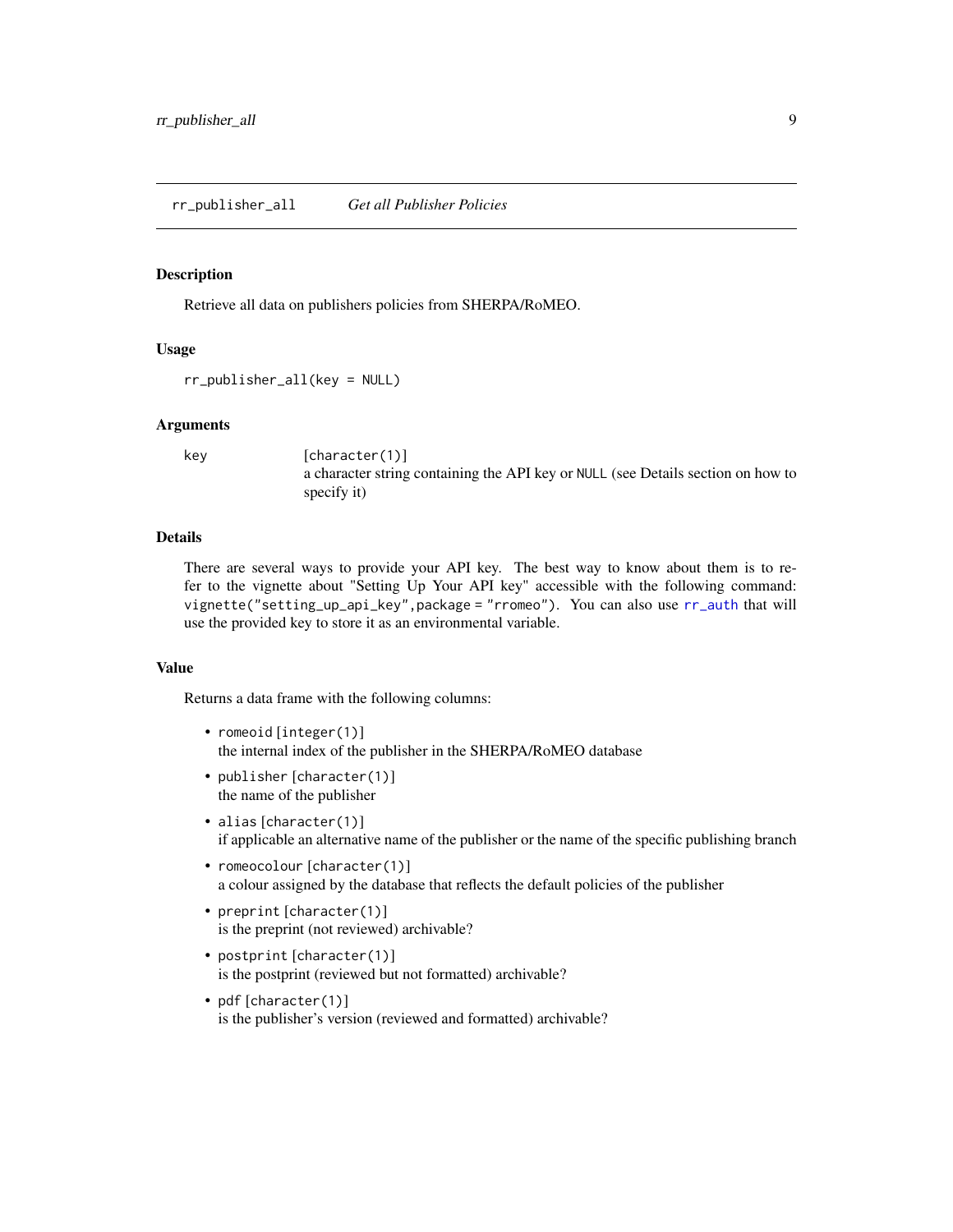## rr_publisher_all *Get all Publisher Policies*

### Description

Retrieve all data on publishers policies from SHERPA/RoMEO.

### Usage

```
rr_publisher_all(key = NULL)
```

### Arguments

| | |
|---|---|
| key | [character(1)] a character string containing the API key or NULL (see Details section on how to specify it) |

### Details

There are several ways to provide your API key. The best way to know about them is to refer to the vignette about "Setting Up Your API key" accessible with the following command: `vignette("setting_up_api_key",package = "rromeo")`. You can also use `rr_auth` that will use the provided key to store it as an environmental variable.

### Value

Returns a data frame with the following columns:

- `romeoid` [integer(1)]
  the internal index of the publisher in the SHERPA/RoMEO database
- `publisher` [character(1)]
  the name of the publisher
- `alias` [character(1)]
  if applicable an alternative name of the publisher or the name of the specific publishing branch
- `romeocolour` [character(1)]
  a colour assigned by the database that reflects the default policies of the publisher
- `preprint` [character(1)]
  is the preprint (not reviewed) archivable?
- `postprint` [character(1)]
  is the postprint (reviewed but not formatted) archivable?
- `pdf` [character(1)]
  is the publisher's version (reviewed and formatted) archivable?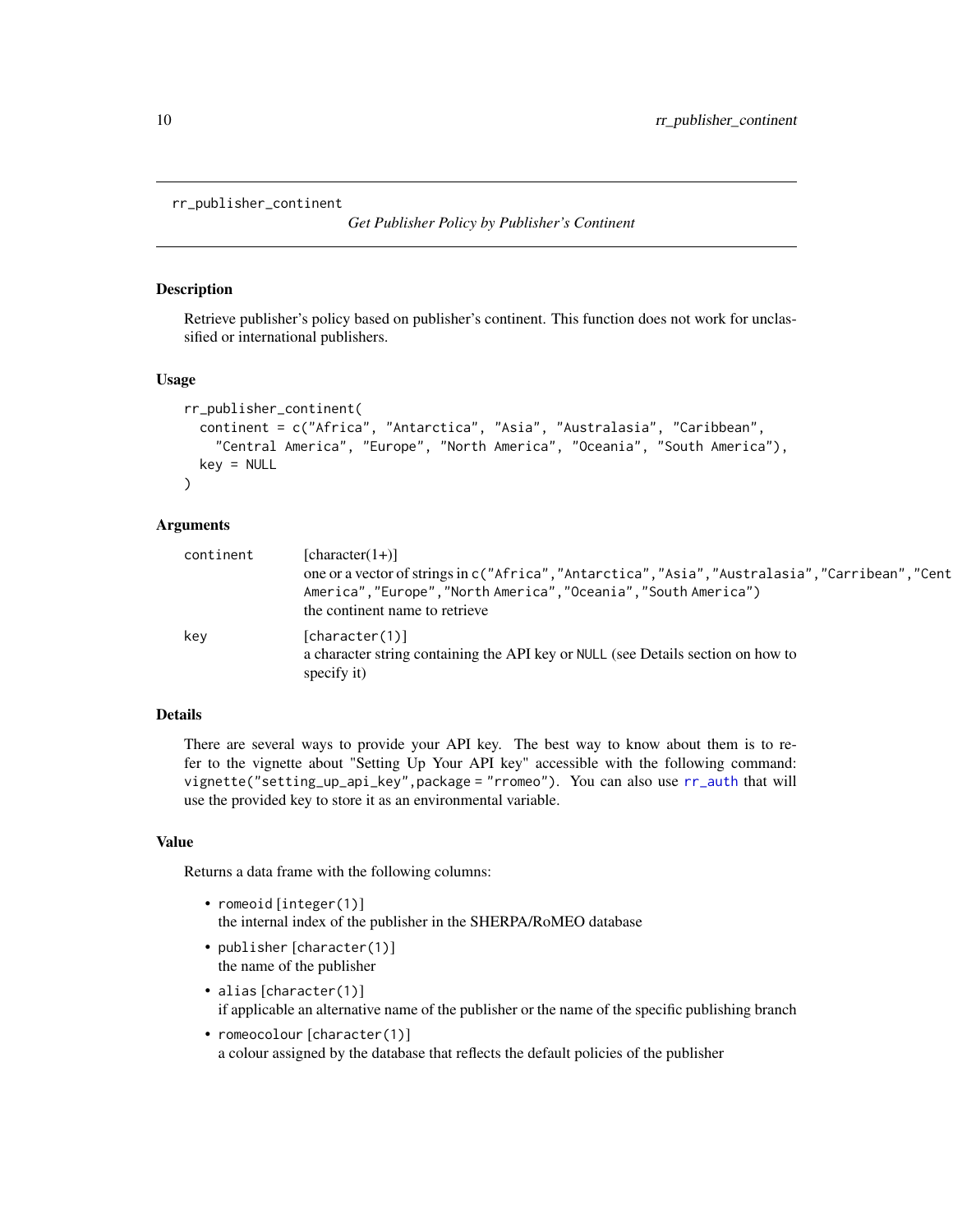rr_publisher_continent

*Get Publisher Policy by Publisher's Continent*

### Description

Retrieve publisher's policy based on publisher's continent. This function does not work for unclassified or international publishers.

### Usage

```
rr_publisher_continent(
  continent = c("Africa", "Antarctica", "Asia", "Australasia", "Caribbean",
    "Central America", "Europe", "North America", "Oceania", "South America"),
  key = NULL
)
```

### Arguments

| | |
|---|---|
| continent | [character(1+)]<br>one or a vector of strings in `c("Africa","Antarctica","Asia","Australasia","Carribean","Central America","Europe","North America","Oceania","South America")`<br>the continent name to retrieve |
| key | `[character(1)]`<br>a character string containing the API key or `NULL` (see Details section on how to specify it) |

### Details

There are several ways to provide your API key. The best way to know about them is to refer to the vignette about "Setting Up Your API key" accessible with the following command: `vignette("setting_up_api_key",package = "rromeo")`. You can also use `rr_auth` that will use the provided key to store it as an environmental variable.

### Value

Returns a data frame with the following columns:

- `romeoid [integer(1)]`
  the internal index of the publisher in the SHERPA/RoMEO database
- `publisher [character(1)]`
  the name of the publisher
- `alias [character(1)]`
  if applicable an alternative name of the publisher or the name of the specific publishing branch
- `romeocolour [character(1)]`
  a colour assigned by the database that reflects the default policies of the publisher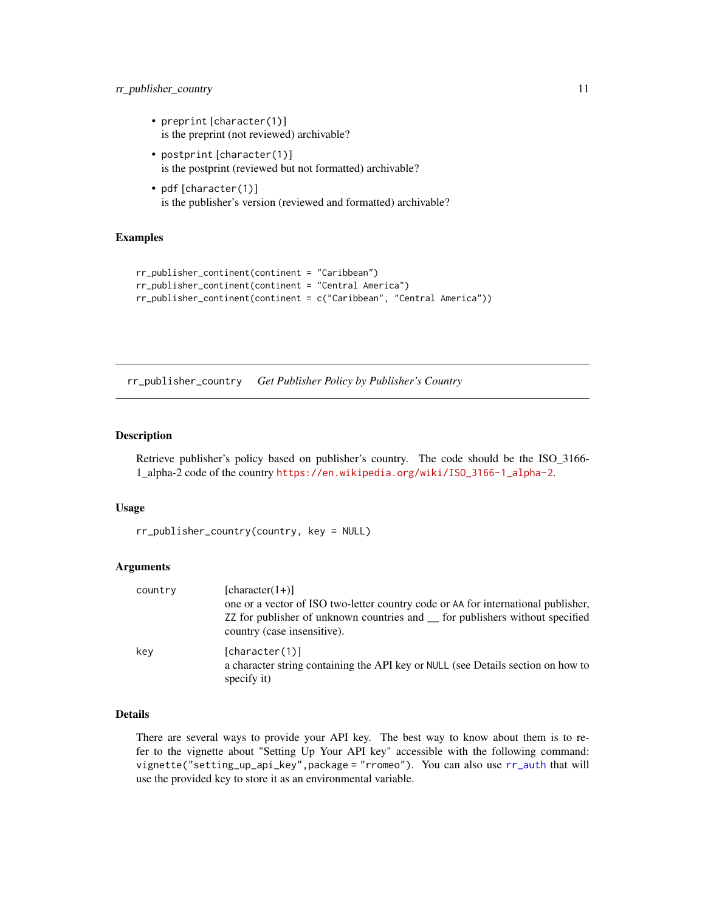- `preprint` [character(1)]
  is the preprint (not reviewed) archivable?
- `postprint` [character(1)]
  is the postprint (reviewed but not formatted) archivable?
- `pdf` [character(1)]
  is the publisher's version (reviewed and formatted) archivable?

### Examples

```
rr_publisher_continent(continent = "Caribbean")
rr_publisher_continent(continent = "Central America")
rr_publisher_continent(continent = c("Caribbean", "Central America"))
```

---

## `rr_publisher_country` *Get Publisher Policy by Publisher's Country*

---

### Description

Retrieve publisher's policy based on publisher's country. The code should be the ISO_3166-1_alpha-2 code of the country https://en.wikipedia.org/wiki/ISO_3166-1_alpha-2.

### Usage

```
rr_publisher_country(country, key = NULL)
```

### Arguments

| | |
|---|---|
| `country` | [character(1+)]<br>one or a vector of ISO two-letter country code or `AA` for international publisher, `ZZ` for publisher of unknown countries and `__` for publishers without specified country (case insensitive). |
| `key` | [character(1)]<br>a character string containing the API key or `NULL` (see Details section on how to specify it) |

### Details

There are several ways to provide your API key. The best way to know about them is to refer to the vignette about "Setting Up Your API key" accessible with the following command: `vignette("setting_up_api_key",package = "rromeo")`. You can also use `rr_auth` that will use the provided key to store it as an environmental variable.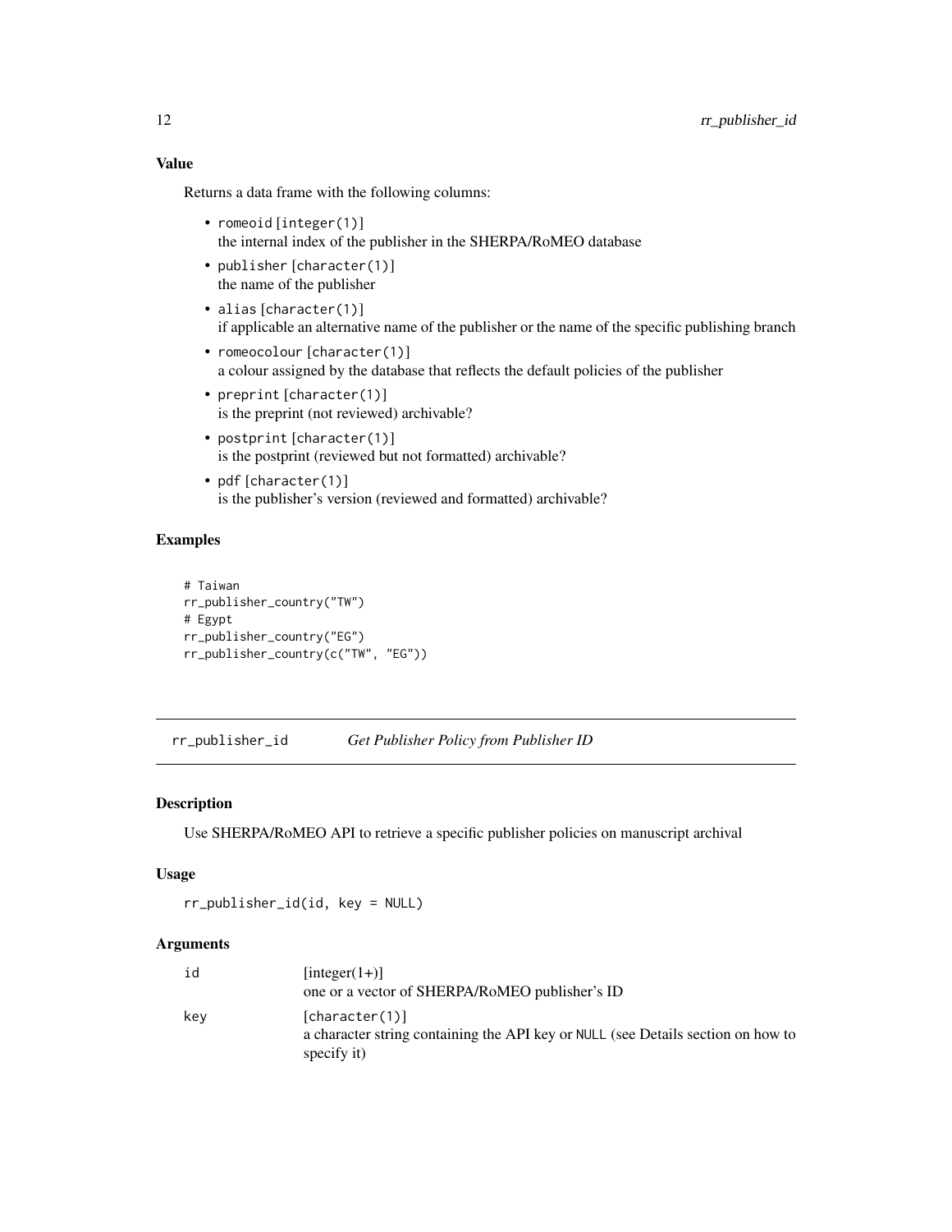### Value

Returns a data frame with the following columns:

- `romeoid` [integer(1)]
  the internal index of the publisher in the SHERPA/RoMEO database
- `publisher` [character(1)]
  the name of the publisher
- `alias` [character(1)]
  if applicable an alternative name of the publisher or the name of the specific publishing branch
- `romeocolour` [character(1)]
  a colour assigned by the database that reflects the default policies of the publisher
- `preprint` [character(1)]
  is the preprint (not reviewed) archivable?
- `postprint` [character(1)]
  is the postprint (reviewed but not formatted) archivable?
- `pdf` [character(1)]
  is the publisher's version (reviewed and formatted) archivable?

### Examples

```
# Taiwan
rr_publisher_country("TW")
# Egypt
rr_publisher_country("EG")
rr_publisher_country(c("TW", "EG"))
```

---

## rr_publisher_id    *Get Publisher Policy from Publisher ID*

### Description

Use SHERPA/RoMEO API to retrieve a specific publisher policies on manuscript archival

### Usage

```
rr_publisher_id(id, key = NULL)
```

### Arguments

| | |
|---|---|
| id | [integer(1+)] one or a vector of SHERPA/RoMEO publisher's ID |
| key | [character(1)] a character string containing the API key or NULL (see Details section on how to specify it) |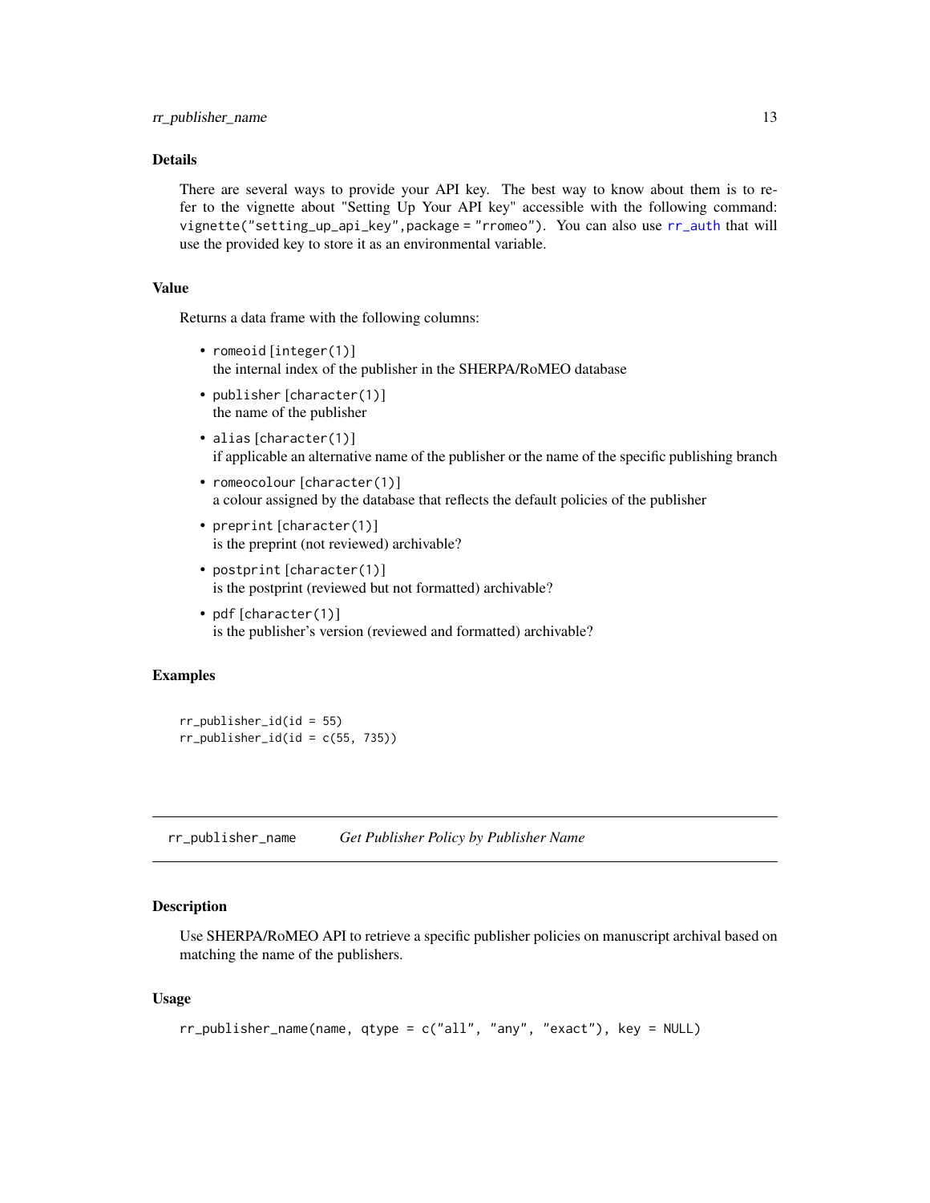### Details

There are several ways to provide your API key. The best way to know about them is to refer to the vignette about "Setting Up Your API key" accessible with the following command: `vignette("setting_up_api_key",package = "rromeo")`. You can also use `rr_auth` that will use the provided key to store it as an environmental variable.

### Value

Returns a data frame with the following columns:

- `romeoid` [integer(1)]
  the internal index of the publisher in the SHERPA/RoMEO database
- `publisher` [character(1)]
  the name of the publisher
- `alias` [character(1)]
  if applicable an alternative name of the publisher or the name of the specific publishing branch
- `romeocolour` [character(1)]
  a colour assigned by the database that reflects the default policies of the publisher
- `preprint` [character(1)]
  is the preprint (not reviewed) archivable?
- `postprint` [character(1)]
  is the postprint (reviewed but not formatted) archivable?
- `pdf` [character(1)]
  is the publisher's version (reviewed and formatted) archivable?

### Examples

```
rr_publisher_id(id = 55)
rr_publisher_id(id = c(55, 735))
```

---

## rr_publisher_name *Get Publisher Policy by Publisher Name*

---

### Description

Use SHERPA/RoMEO API to retrieve a specific publisher policies on manuscript archival based on matching the name of the publishers.

### Usage

```
rr_publisher_name(name, qtype = c("all", "any", "exact"), key = NULL)
```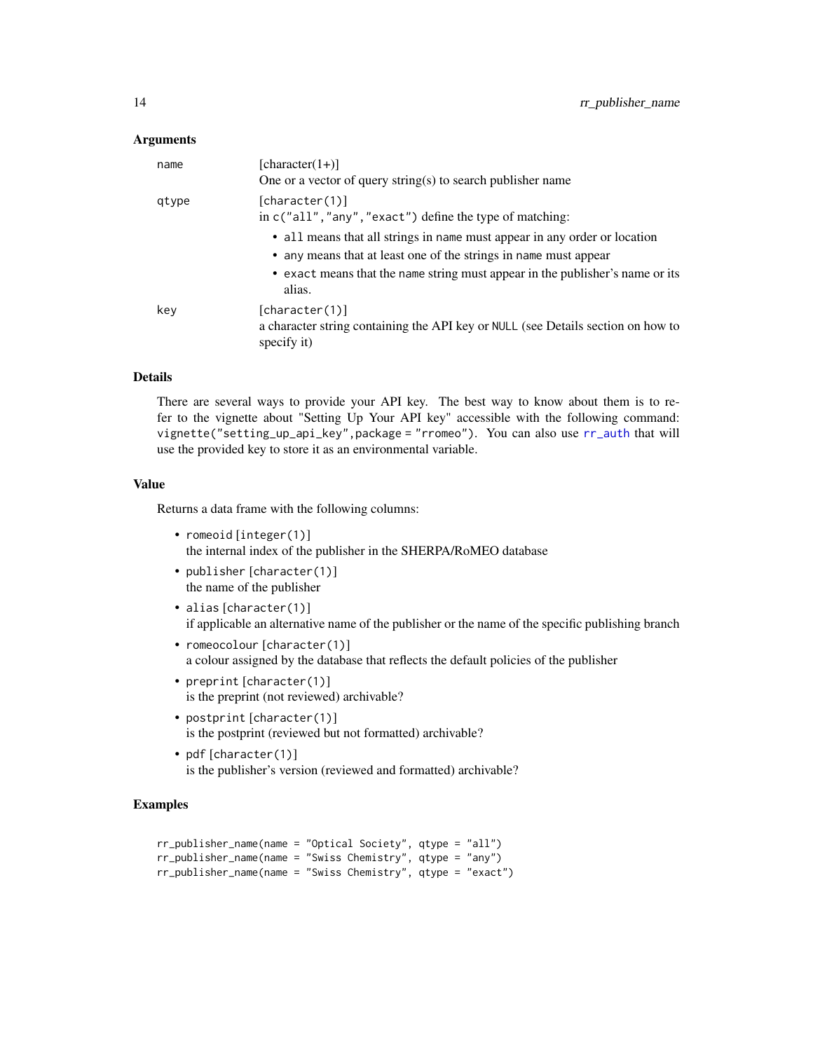### Arguments

- **name** [character(1+)]
  One or a vector of query string(s) to search publisher name
- **qtype** [character(1)]
  in `c("all","any","exact")` define the type of matching:
  - `all` means that all strings in `name` must appear in any order or location
  - `any` means that at least one of the strings in `name` must appear
  - `exact` means that the `name` string must appear in the publisher's name or its alias.
- **key** [character(1)]
  a character string containing the API key or `NULL` (see Details section on how to specify it)

### Details

There are several ways to provide your API key. The best way to know about them is to refer to the vignette about "Setting Up Your API key" accessible with the following command: `vignette("setting_up_api_key",package = "rromeo")`. You can also use `rr_auth` that will use the provided key to store it as an environmental variable.

### Value

Returns a data frame with the following columns:

- `romeoid` [integer(1)]
  the internal index of the publisher in the SHERPA/RoMEO database
- `publisher` [character(1)]
  the name of the publisher
- `alias` [character(1)]
  if applicable an alternative name of the publisher or the name of the specific publishing branch
- `romeocolour` [character(1)]
  a colour assigned by the database that reflects the default policies of the publisher
- `preprint` [character(1)]
  is the preprint (not reviewed) archivable?
- `postprint` [character(1)]
  is the postprint (reviewed but not formatted) archivable?
- `pdf` [character(1)]
  is the publisher's version (reviewed and formatted) archivable?

### Examples

```
rr_publisher_name(name = "Optical Society", qtype = "all")
rr_publisher_name(name = "Swiss Chemistry", qtype = "any")
rr_publisher_name(name = "Swiss Chemistry", qtype = "exact")
```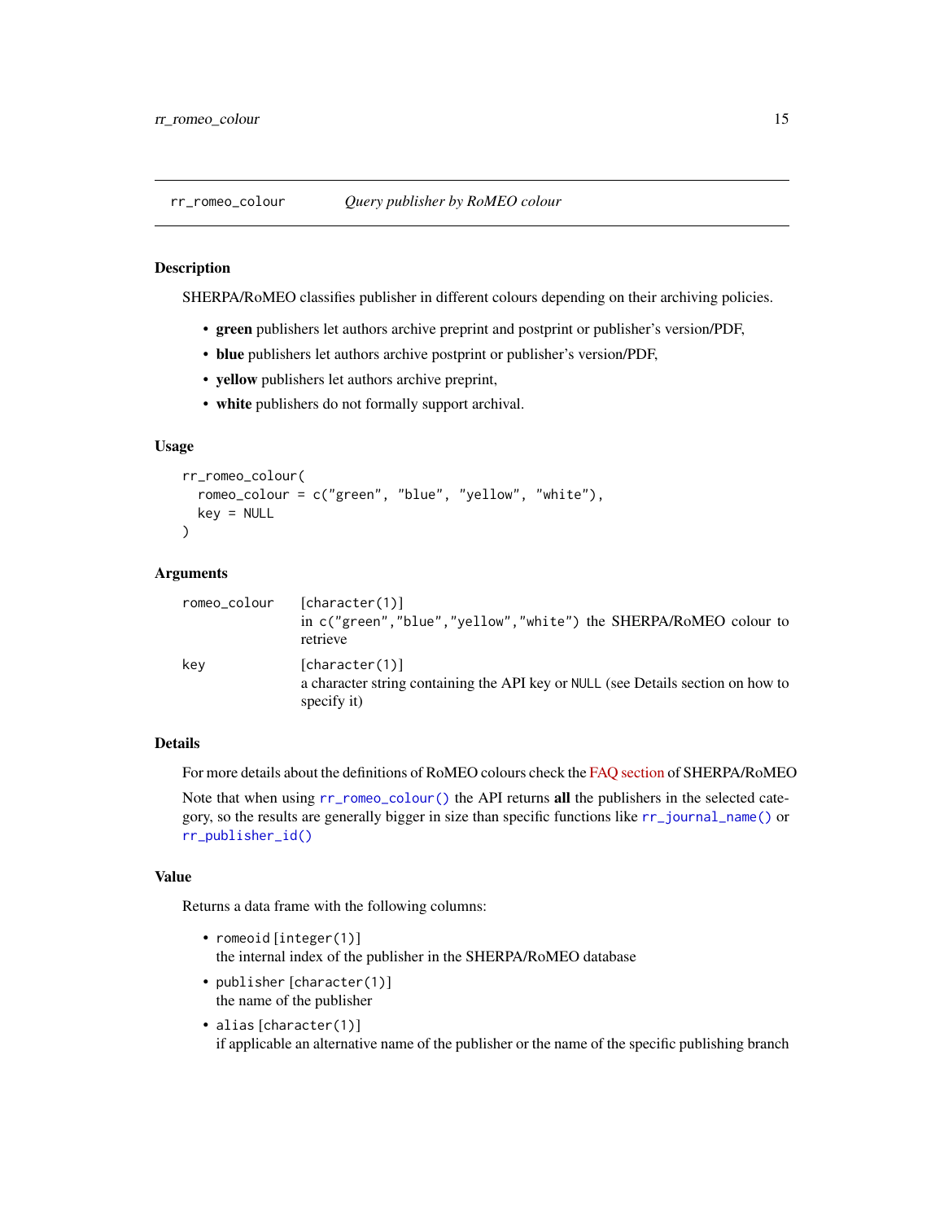## rr_romeo_colour — *Query publisher by RoMEO colour*

### Description

SHERPA/RoMEO classifies publisher in different colours depending on their archiving policies.

- **green** publishers let authors archive preprint and postprint or publisher's version/PDF,
- **blue** publishers let authors archive postprint or publisher's version/PDF,
- **yellow** publishers let authors archive preprint,
- **white** publishers do not formally support archival.

### Usage

```
rr_romeo_colour(
  romeo_colour = c("green", "blue", "yellow", "white"),
  key = NULL
)
```

### Arguments

| | |
|---|---|
| `romeo_colour` | `[character(1)]` in `c("green","blue","yellow","white")` the SHERPA/RoMEO colour to retrieve |
| `key` | `[character(1)]` a character string containing the API key or `NULL` (see Details section on how to specify it) |

### Details

For more details about the definitions of RoMEO colours check the FAQ section of SHERPA/RoMEO

Note that when using `rr_romeo_colour()` the API returns **all** the publishers in the selected category, so the results are generally bigger in size than specific functions like `rr_journal_name()` or `rr_publisher_id()`

### Value

Returns a data frame with the following columns:

- `romeoid` `[integer(1)]`
  the internal index of the publisher in the SHERPA/RoMEO database
- `publisher` `[character(1)]`
  the name of the publisher
- `alias` `[character(1)]`
  if applicable an alternative name of the publisher or the name of the specific publishing branch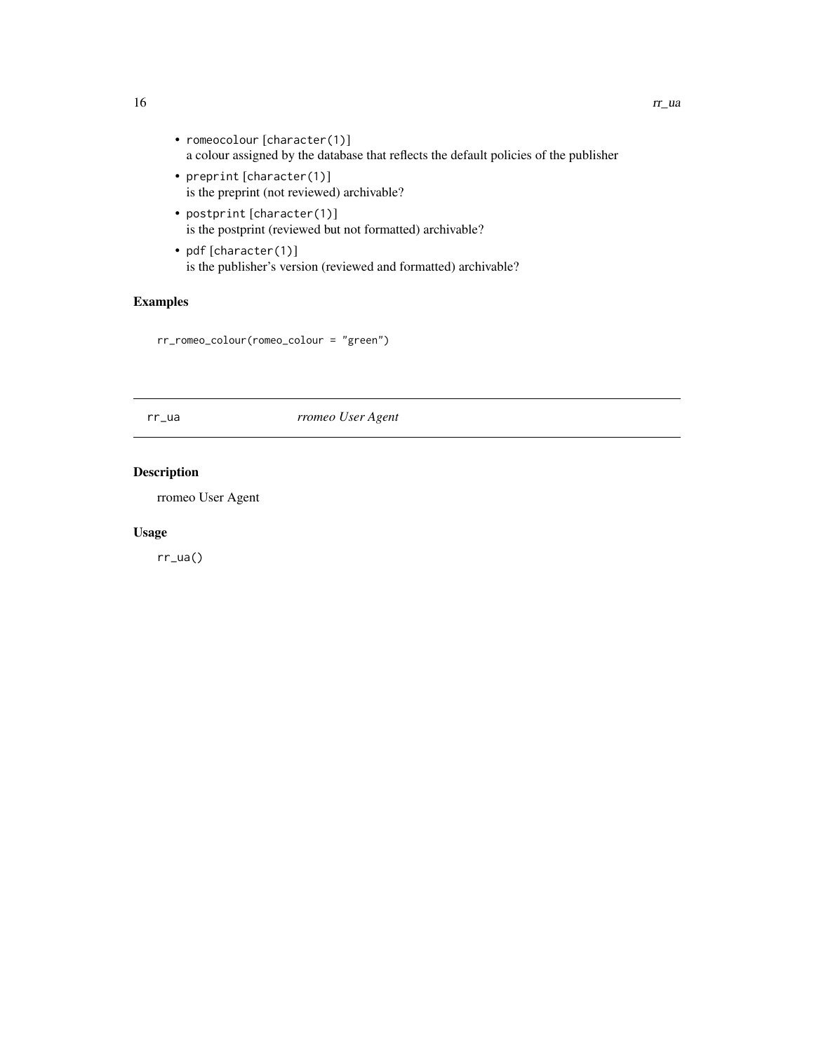- `romeocolour` [character(1)]
  a colour assigned by the database that reflects the default policies of the publisher
- `preprint` [character(1)]
  is the preprint (not reviewed) archivable?
- `postprint` [character(1)]
  is the postprint (reviewed but not formatted) archivable?
- `pdf` [character(1)]
  is the publisher's version (reviewed and formatted) archivable?

### Examples

```
rr_romeo_colour(romeo_colour = "green")
```

## rr_ua *rromeo User Agent*

### Description

rromeo User Agent

### Usage

```
rr_ua()
```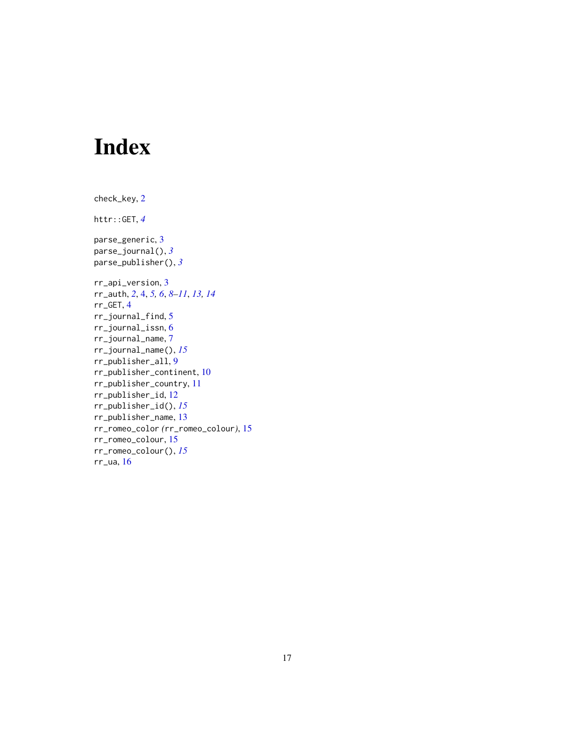# Index

check_key, 2

httr::GET, *4*

parse_generic, 3
parse_journal(), *3*
parse_publisher(), *3*

rr_api_version, 3
rr_auth, *2*, 4, *5, 6*, *8–11*, *13, 14*
rr_GET, 4
rr_journal_find, 5
rr_journal_issn, 6
rr_journal_name, 7
rr_journal_name(), *15*
rr_publisher_all, 9
rr_publisher_continent, 10
rr_publisher_country, 11
rr_publisher_id, 12
rr_publisher_id(), *15*
rr_publisher_name, 13
rr_romeo_color *(*rr_romeo_colour*)*, 15
rr_romeo_colour, 15
rr_romeo_colour(), *15*
rr_ua, 16